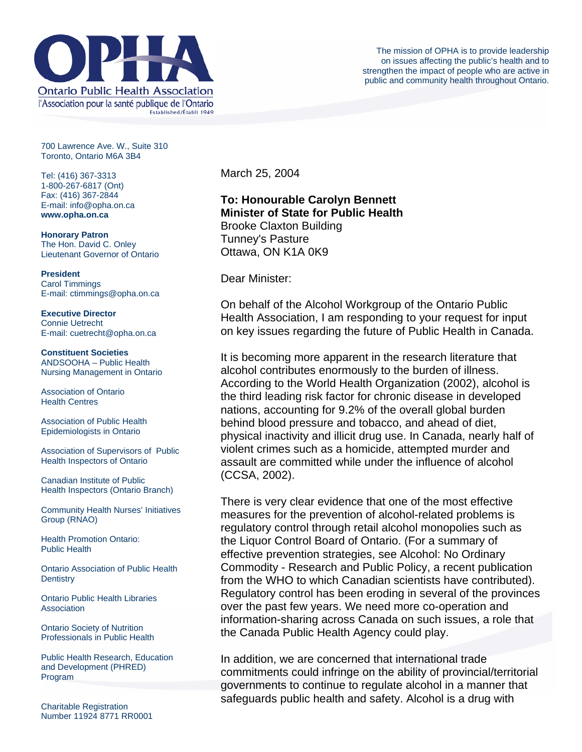# OPHA

**Ontario Public Health Association**
l'Association pour la santé publique de l'Ontario
Established/Établi 1949

The mission of OPHA is to provide leadership on issues affecting the public's health and to strengthen the impact of people who are active in public and community health throughout Ontario.

700 Lawrence Ave. W., Suite 310
Toronto, Ontario M6A 3B4

Tel: (416) 367-3313
1-800-267-6817 (Ont)
Fax: (416) 367-2844
E-mail: info@opha.on.ca
**www.opha.on.ca**

**Honorary Patron**
The Hon. David C. Onley
Lieutenant Governor of Ontario

**President**
Carol Timmings
E-mail: ctimmings@opha.on.ca

**Executive Director**
Connie Uetrecht
E-mail: cuetrecht@opha.on.ca

**Constituent Societies**
ANDSOOHA – Public Health Nursing Management in Ontario

Association of Ontario Health Centres

Association of Public Health Epidemiologists in Ontario

Association of Supervisors of Public Health Inspectors of Ontario

Canadian Institute of Public Health Inspectors (Ontario Branch)

Community Health Nurses' Initiatives Group (RNAO)

Health Promotion Ontario: Public Health

Ontario Association of Public Health Dentistry

Ontario Public Health Libraries Association

Ontario Society of Nutrition Professionals in Public Health

Public Health Research, Education and Development (PHRED) Program

Charitable Registration Number 11924 8771 RR0001

March 25, 2004

**To: Honourable Carolyn Bennett**
**Minister of State for Public Health**
Brooke Claxton Building
Tunney's Pasture
Ottawa, ON K1A 0K9

Dear Minister:

On behalf of the Alcohol Workgroup of the Ontario Public Health Association, I am responding to your request for input on key issues regarding the future of Public Health in Canada.

It is becoming more apparent in the research literature that alcohol contributes enormously to the burden of illness. According to the World Health Organization (2002), alcohol is the third leading risk factor for chronic disease in developed nations, accounting for 9.2% of the overall global burden behind blood pressure and tobacco, and ahead of diet, physical inactivity and illicit drug use. In Canada, nearly half of violent crimes such as a homicide, attempted murder and assault are committed while under the influence of alcohol (CCSA, 2002).

There is very clear evidence that one of the most effective measures for the prevention of alcohol-related problems is regulatory control through retail alcohol monopolies such as the Liquor Control Board of Ontario. (For a summary of effective prevention strategies, see Alcohol: No Ordinary Commodity - Research and Public Policy, a recent publication from the WHO to which Canadian scientists have contributed). Regulatory control has been eroding in several of the provinces over the past few years. We need more co-operation and information-sharing across Canada on such issues, a role that the Canada Public Health Agency could play.

In addition, we are concerned that international trade commitments could infringe on the ability of provincial/territorial governments to continue to regulate alcohol in a manner that safeguards public health and safety. Alcohol is a drug with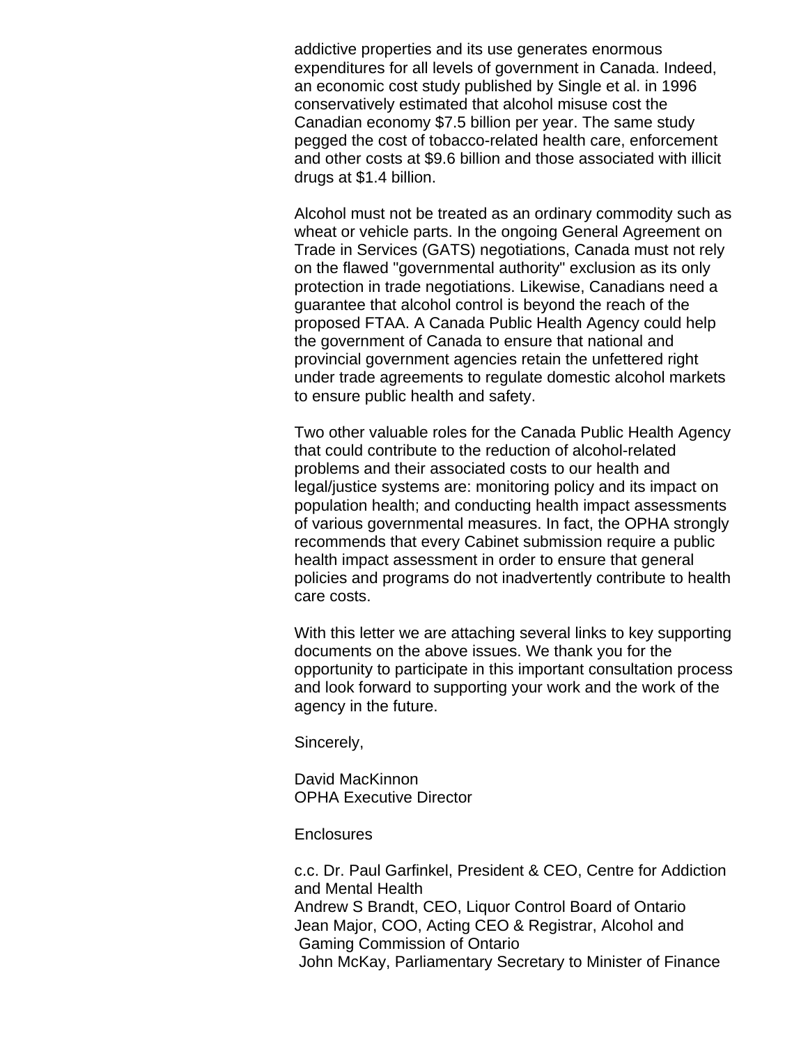addictive properties and its use generates enormous expenditures for all levels of government in Canada. Indeed, an economic cost study published by Single et al. in 1996 conservatively estimated that alcohol misuse cost the Canadian economy $7.5 billion per year. The same study pegged the cost of tobacco-related health care, enforcement and other costs at $9.6 billion and those associated with illicit drugs at $1.4 billion.

Alcohol must not be treated as an ordinary commodity such as wheat or vehicle parts. In the ongoing General Agreement on Trade in Services (GATS) negotiations, Canada must not rely on the flawed "governmental authority" exclusion as its only protection in trade negotiations. Likewise, Canadians need a guarantee that alcohol control is beyond the reach of the proposed FTAA. A Canada Public Health Agency could help the government of Canada to ensure that national and provincial government agencies retain the unfettered right under trade agreements to regulate domestic alcohol markets to ensure public health and safety.

Two other valuable roles for the Canada Public Health Agency that could contribute to the reduction of alcohol-related problems and their associated costs to our health and legal/justice systems are: monitoring policy and its impact on population health; and conducting health impact assessments of various governmental measures. In fact, the OPHA strongly recommends that every Cabinet submission require a public health impact assessment in order to ensure that general policies and programs do not inadvertently contribute to health care costs.

With this letter we are attaching several links to key supporting documents on the above issues. We thank you for the opportunity to participate in this important consultation process and look forward to supporting your work and the work of the agency in the future.

Sincerely,

David MacKinnon
OPHA Executive Director

Enclosures

c.c. Dr. Paul Garfinkel, President & CEO, Centre for Addiction and Mental Health
Andrew S Brandt, CEO, Liquor Control Board of Ontario
Jean Major, COO, Acting CEO & Registrar, Alcohol and Gaming Commission of Ontario
John McKay, Parliamentary Secretary to Minister of Finance